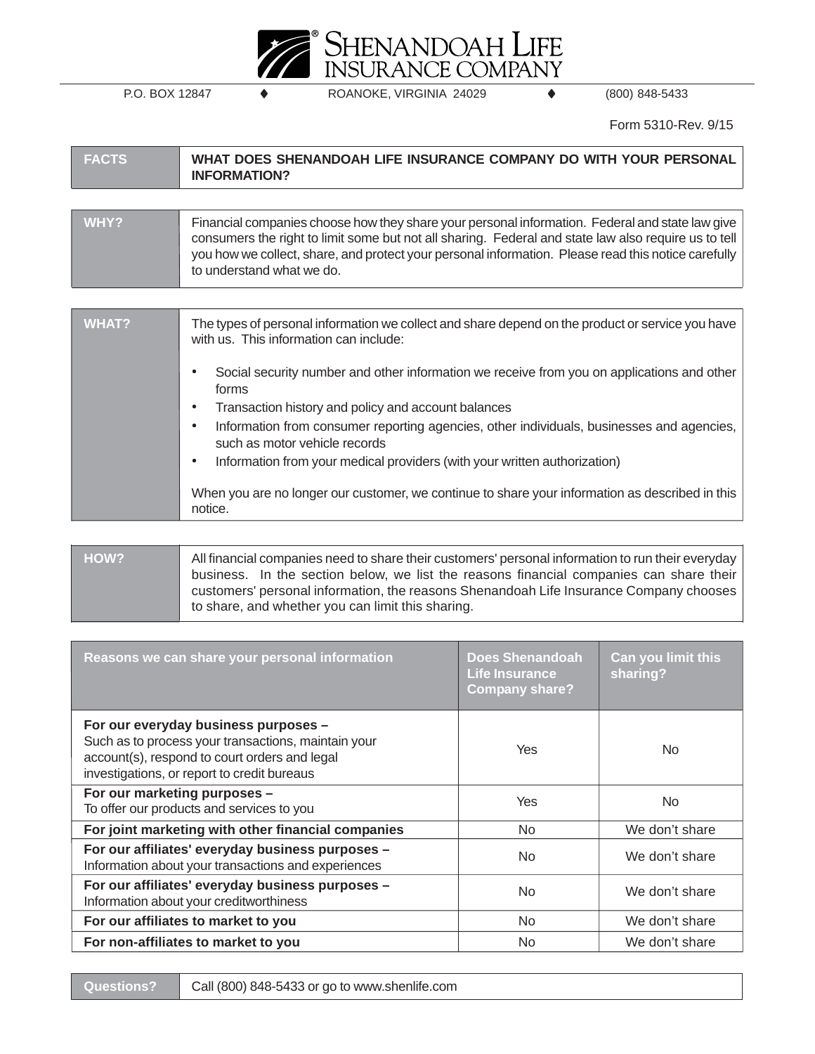# SHENANDOAH LIFE INSURANCE COMPANY

P.O. BOX 12847 ♦ ROANOKE, VIRGINIA 24029 ♦ (800) 848-5433

Form 5310-Rev. 9/15

| FACTS | WHAT DOES SHENANDOAH LIFE INSURANCE COMPANY DO WITH YOUR PERSONAL INFORMATION? |
|---|---|

| WHY? | Financial companies choose how they share your personal information. Federal and state law give consumers the right to limit some but not all sharing. Federal and state law also require us to tell you how we collect, share, and protect your personal information. Please read this notice carefully to understand what we do. |
|---|---|

**WHAT?**

The types of personal information we collect and share depend on the product or service you have with us. This information can include:

- Social security number and other information we receive from you on applications and other forms
- Transaction history and policy and account balances
- Information from consumer reporting agencies, other individuals, businesses and agencies, such as motor vehicle records
- Information from your medical providers (with your written authorization)

When you are no longer our customer, we continue to share your information as described in this notice.

| HOW? | All financial companies need to share their customers' personal information to run their everyday business. In the section below, we list the reasons financial companies can share their customers' personal information, the reasons Shenandoah Life Insurance Company chooses to share, and whether you can limit this sharing. |
|---|---|

| Reasons we can share your personal information | Does Shenandoah Life Insurance Company share? | Can you limit this sharing? |
|---|---|---|
| **For our everyday business purposes –** Such as to process your transactions, maintain your account(s), respond to court orders and legal investigations, or report to credit bureaus | Yes | No |
| **For our marketing purposes –** To offer our products and services to you | Yes | No |
| **For joint marketing with other financial companies** | No | We don't share |
| **For our affiliates' everyday business purposes –** Information about your transactions and experiences | No | We don't share |
| **For our affiliates' everyday business purposes –** Information about your creditworthiness | No | We don't share |
| **For our affiliates to market to you** | No | We don't share |
| **For non-affiliates to market to you** | No | We don't share |

| Questions? | Call (800) 848-5433 or go to www.shenlife.com |
|---|---|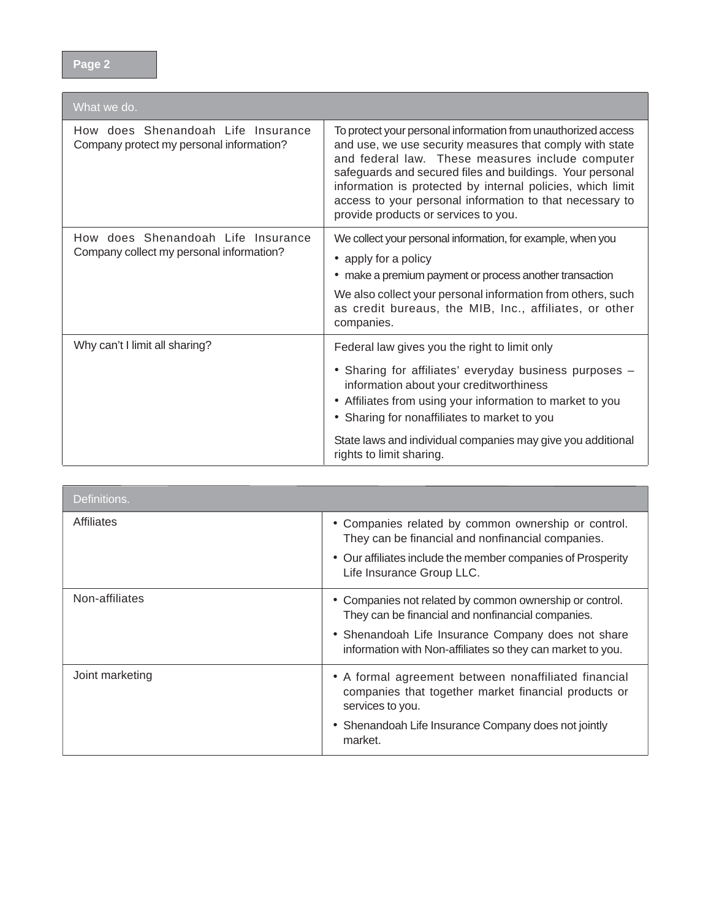| What we do. | |
|---|---|
| How does Shenandoah Life Insurance Company protect my personal information? | To protect your personal information from unauthorized access and use, we use security measures that comply with state and federal law. These measures include computer safeguards and secured files and buildings. Your personal information is protected by internal policies, which limit access to your personal information to that necessary to provide products or services to you. |
| How does Shenandoah Life Insurance Company collect my personal information? | We collect your personal information, for example, when you<br>• apply for a policy<br>• make a premium payment or process another transaction<br>We also collect your personal information from others, such as credit bureaus, the MIB, Inc., affiliates, or other companies. |
| Why can't I limit all sharing? | Federal law gives you the right to limit only<br>• Sharing for affiliates' everyday business purposes – information about your creditworthiness<br>• Affiliates from using your information to market to you<br>• Sharing for nonaffiliates to market to you<br>State laws and individual companies may give you additional rights to limit sharing. |

| Definitions. | |
|---|---|
| Affiliates | • Companies related by common ownership or control. They can be financial and nonfinancial companies.<br>• Our affiliates include the member companies of Prosperity Life Insurance Group LLC. |
| Non-affiliates | • Companies not related by common ownership or control. They can be financial and nonfinancial companies.<br>• Shenandoah Life Insurance Company does not share information with Non-affiliates so they can market to you. |
| Joint marketing | • A formal agreement between nonaffiliated financial companies that together market financial products or services to you.<br>• Shenandoah Life Insurance Company does not jointly market. |